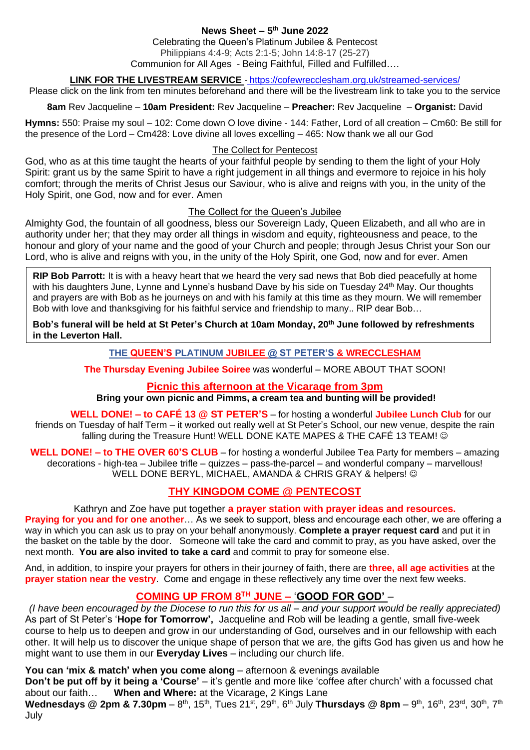**News Sheet – 5th June 2022**

Celebrating the Queen's Platinum Jubilee & Pentecost

Philippians 4:4-9; Acts 2:1-5; John 14:8-17 (25-27)

Communion for All Ages - Being Faithful, Filled and Fulfilled….

**LINK FOR THE LIVESTREAM SERVICE** - https://cofewrecclesham.org.uk/streamed-services/

Please click on the link from ten minutes beforehand and there will be the livestream link to take you to the service

**8am** Rev Jacqueline – **10am President:** Rev Jacqueline – **Preacher:** Rev Jacqueline – **Organist:** David

**Hymns:** 550: Praise my soul – 102: Come down O love divine - 144: Father, Lord of all creation – Cm60: Be still for the presence of the Lord – Cm428: Love divine all loves excelling – 465: Now thank we all our God

The Collect for Pentecost

God, who as at this time taught the hearts of your faithful people by sending to them the light of your Holy Spirit: grant us by the same Spirit to have a right judgement in all things and evermore to rejoice in his holy comfort; through the merits of Christ Jesus our Saviour, who is alive and reigns with you, in the unity of the Holy Spirit, one God, now and for ever. Amen

The Collect for the Queen's Jubilee

Almighty God, the fountain of all goodness, bless our Sovereign Lady, Queen Elizabeth, and all who are in authority under her; that they may order all things in wisdom and equity, righteousness and peace, to the honour and glory of your name and the good of your Church and people; through Jesus Christ your Son our Lord, who is alive and reigns with you, in the unity of the Holy Spirit, one God, now and for ever. Amen

**RIP Bob Parrott:** It is with a heavy heart that we heard the very sad news that Bob died peacefully at home with his daughters June, Lynne and Lynne's husband Dave by his side on Tuesday 24th May. Our thoughts and prayers are with Bob as he journeys on and with his family at this time as they mourn. We will remember Bob with love and thanksgiving for his faithful service and friendship to many.. RIP dear Bob…

**Bob's funeral will be held at St Peter's Church at 10am Monday, 20th June followed by refreshments in the Leverton Hall.**

**THE QUEEN'S PLATINUM JUBILEE @ ST PETER'S & WRECCLESHAM**

**The Thursday Evening Jubilee Soiree** was wonderful – MORE ABOUT THAT SOON!

## Picnic this afternoon at the Vicarage from 3pm

**Bring your own picnic and Pimms, a cream tea and bunting will be provided!**

**WELL DONE! – to CAFÉ 13 @ ST PETER'S** – for hosting a wonderful **Jubilee Lunch Club** for our friends on Tuesday of half Term – it worked out really well at St Peter's School, our new venue, despite the rain falling during the Treasure Hunt! WELL DONE KATE MAPES & THE CAFÉ 13 TEAM! ☺

**WELL DONE! – to THE OVER 60'S CLUB** – for hosting a wonderful Jubilee Tea Party for members – amazing decorations - high-tea – Jubilee trifle – quizzes – pass-the-parcel – and wonderful company – marvellous! WELL DONE BERYL, MICHAEL, AMANDA & CHRIS GRAY & helpers! ☺

## THY KINGDOM COME @ PENTECOST

Kathryn and Zoe have put together **a prayer station with prayer ideas and resources.**

**Praying for you and for one another**… As we seek to support, bless and encourage each other, we are offering a way in which you can ask us to pray on your behalf anonymously. **Complete a prayer request card** and put it in the basket on the table by the door. Someone will take the card and commit to pray, as you have asked, over the next month. **You are also invited to take a card** and commit to pray for someone else.

And, in addition, to inspire your prayers for others in their journey of faith, there are **three, all age activities** at the **prayer station near the vestry**. Come and engage in these reflectively any time over the next few weeks.

## COMING UP FROM 8TH JUNE – 'GOOD FOR GOD' –

*(I have been encouraged by the Diocese to run this for us all – and your support would be really appreciated)* As part of St Peter's '**Hope for Tomorrow',** Jacqueline and Rob will be leading a gentle, small five-week course to help us to deepen and grow in our understanding of God, ourselves and in our fellowship with each other. It will help us to discover the unique shape of person that we are, the gifts God has given us and how he might want to use them in our **Everyday Lives** – including our church life.

**You can 'mix & match' when you come along** – afternoon & evenings available

**Don't be put off by it being a 'Course'** – it's gentle and more like 'coffee after church' with a focussed chat about our faith… **When and Where:** at the Vicarage, 2 Kings Lane

**Wednesdays @ 2pm & 7.30pm** – 8th, 15th, Tues 21st, 29th, 6th July **Thursdays @ 8pm** – 9th, 16th, 23rd, 30th, 7th July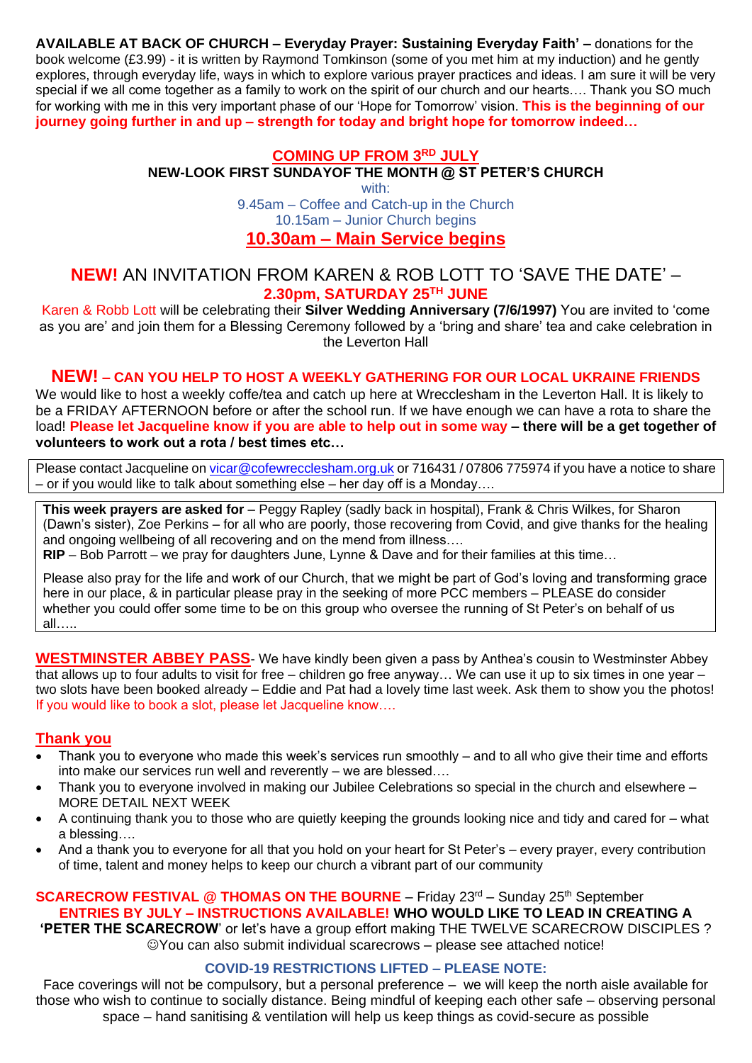**AVAILABLE AT BACK OF CHURCH – Everyday Prayer: Sustaining Everyday Faith' –** donations for the book welcome (£3.99) - it is written by Raymond Tomkinson (some of you met him at my induction) and he gently explores, through everyday life, ways in which to explore various prayer practices and ideas. I am sure it will be very special if we all come together as a family to work on the spirit of our church and our hearts…. Thank you SO much for working with me in this very important phase of our 'Hope for Tomorrow' vision. **This is the beginning of our journey going further in and up – strength for today and bright hope for tomorrow indeed…**

## COMING UP FROM 3RD JULY

**NEW-LOOK FIRST SUNDAYOF THE MONTH @ ST PETER'S CHURCH**

with:

9.45am – Coffee and Catch-up in the Church

10.15am – Junior Church begins

**10.30am – Main Service begins**

## NEW! AN INVITATION FROM KAREN & ROB LOTT TO 'SAVE THE DATE' – 2.30pm, SATURDAY 25TH JUNE

Karen & Robb Lott will be celebrating their **Silver Wedding Anniversary (7/6/1997)** You are invited to 'come as you are' and join them for a Blessing Ceremony followed by a 'bring and share' tea and cake celebration in the Leverton Hall

## NEW! – CAN YOU HELP TO HOST A WEEKLY GATHERING FOR OUR LOCAL UKRAINE FRIENDS

We would like to host a weekly coffe/tea and catch up here at Wrecclesham in the Leverton Hall. It is likely to be a FRIDAY AFTERNOON before or after the school run. If we have enough we can have a rota to share the load! **Please let Jacqueline know if you are able to help out in some way – there will be a get together of volunteers to work out a rota / best times etc…**

Please contact Jacqueline on vicar@cofewrecclesham.org.uk or 716431 / 07806 775974 if you have a notice to share – or if you would like to talk about something else – her day off is a Monday….

**This week prayers are asked for** – Peggy Rapley (sadly back in hospital), Frank & Chris Wilkes, for Sharon (Dawn's sister), Zoe Perkins – for all who are poorly, those recovering from Covid, and give thanks for the healing and ongoing wellbeing of all recovering and on the mend from illness….

**RIP** – Bob Parrott – we pray for daughters June, Lynne & Dave and for their families at this time…

Please also pray for the life and work of our Church, that we might be part of God's loving and transforming grace here in our place, & in particular please pray in the seeking of more PCC members – PLEASE do consider whether you could offer some time to be on this group who oversee the running of St Peter's on behalf of us all…..

**WESTMINSTER ABBEY PASS**- We have kindly been given a pass by Anthea's cousin to Westminster Abbey that allows up to four adults to visit for free – children go free anyway… We can use it up to six times in one year – two slots have been booked already – Eddie and Pat had a lovely time last week. Ask them to show you the photos! If you would like to book a slot, please let Jacqueline know….

## Thank you

- Thank you to everyone who made this week's services run smoothly – and to all who give their time and efforts into make our services run well and reverently – we are blessed….
- Thank you to everyone involved in making our Jubilee Celebrations so special in the church and elsewhere – MORE DETAIL NEXT WEEK
- A continuing thank you to those who are quietly keeping the grounds looking nice and tidy and cared for – what a blessing….
- And a thank you to everyone for all that you hold on your heart for St Peter's – every prayer, every contribution of time, talent and money helps to keep our church a vibrant part of our community

**SCARECROW FESTIVAL @ THOMAS ON THE BOURNE** – Friday 23rd – Sunday 25th September

**ENTRIES BY JULY – INSTRUCTIONS AVAILABLE! WHO WOULD LIKE TO LEAD IN CREATING A 'PETER THE SCARECROW'** or let's have a group effort making THE TWELVE SCARECROW DISCIPLES ? ☺You can also submit individual scarecrows – please see attached notice!

**COVID-19 RESTRICTIONS LIFTED – PLEASE NOTE:**

Face coverings will not be compulsory, but a personal preference – we will keep the north aisle available for those who wish to continue to socially distance. Being mindful of keeping each other safe – observing personal space – hand sanitising & ventilation will help us keep things as covid-secure as possible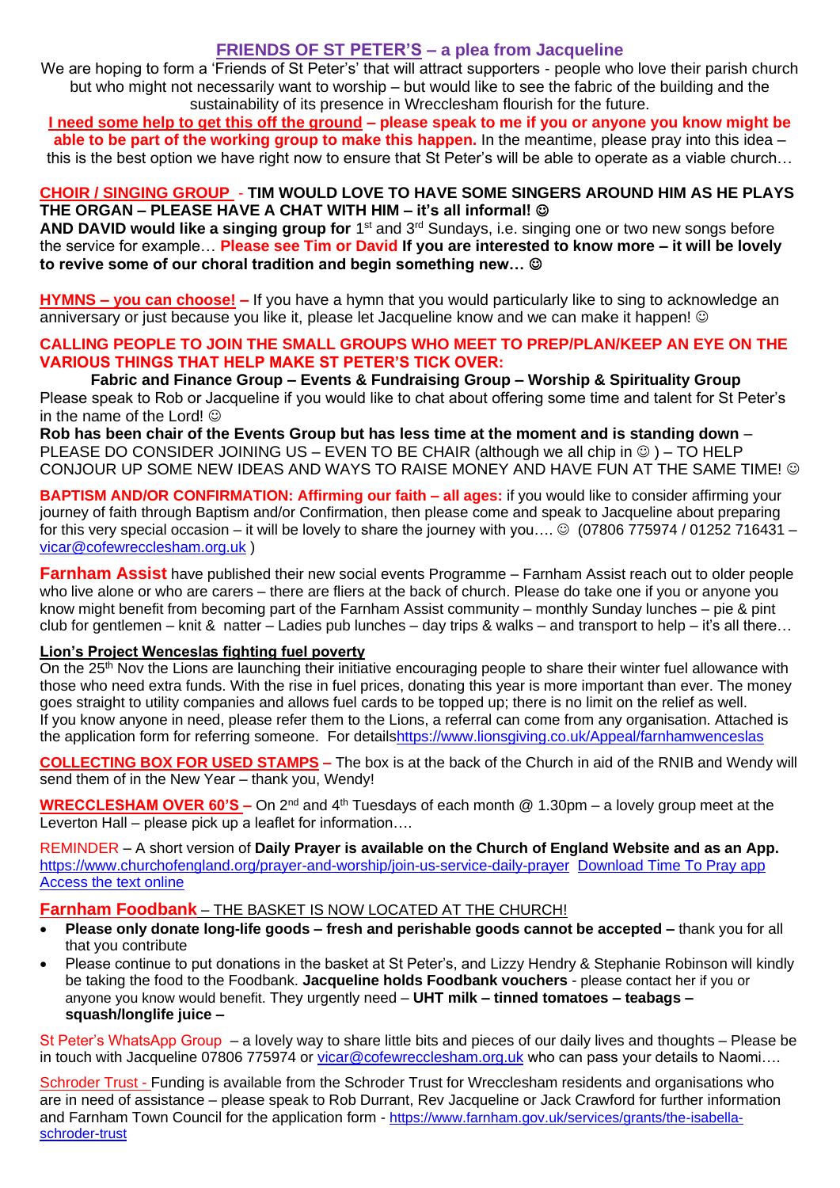## FRIENDS OF ST PETER'S – a plea from Jacqueline

We are hoping to form a 'Friends of St Peter's' that will attract supporters - people who love their parish church but who might not necessarily want to worship – but would like to see the fabric of the building and the sustainability of its presence in Wrecclesham flourish for the future.

**I need some help to get this off the ground – please speak to me if you or anyone you know might be able to be part of the working group to make this happen.** In the meantime, please pray into this idea – this is the best option we have right now to ensure that St Peter's will be able to operate as a viable church…

**CHOIR / SINGING GROUP - TIM WOULD LOVE TO HAVE SOME SINGERS AROUND HIM AS HE PLAYS THE ORGAN – PLEASE HAVE A CHAT WITH HIM – it's all informal! ☺**
**AND DAVID would like a singing group for** 1st and 3rd Sundays, i.e. singing one or two new songs before the service for example… **Please see Tim or David If you are interested to know more – it will be lovely to revive some of our choral tradition and begin something new… ☺**

**HYMNS – you can choose! –** If you have a hymn that you would particularly like to sing to acknowledge an anniversary or just because you like it, please let Jacqueline know and we can make it happen! ☺

**CALLING PEOPLE TO JOIN THE SMALL GROUPS WHO MEET TO PREP/PLAN/KEEP AN EYE ON THE VARIOUS THINGS THAT HELP MAKE ST PETER'S TICK OVER:**

**Fabric and Finance Group – Events & Fundraising Group – Worship & Spirituality Group**

Please speak to Rob or Jacqueline if you would like to chat about offering some time and talent for St Peter's in the name of the Lord! ☺

**Rob has been chair of the Events Group but has less time at the moment and is standing down** – PLEASE DO CONSIDER JOINING US – EVEN TO BE CHAIR (although we all chip in ☺ ) – TO HELP CONJOUR UP SOME NEW IDEAS AND WAYS TO RAISE MONEY AND HAVE FUN AT THE SAME TIME! ☺

**BAPTISM AND/OR CONFIRMATION: Affirming our faith – all ages:** if you would like to consider affirming your journey of faith through Baptism and/or Confirmation, then please come and speak to Jacqueline about preparing for this very special occasion – it will be lovely to share the journey with you…. ☺ (07806 775974 / 01252 716431 – vicar@cofewrecclesham.org.uk )

**Farnham Assist** have published their new social events Programme – Farnham Assist reach out to older people who live alone or who are carers – there are fliers at the back of church. Please do take one if you or anyone you know might benefit from becoming part of the Farnham Assist community – monthly Sunday lunches – pie & pint club for gentlemen – knit & natter – Ladies pub lunches – day trips & walks – and transport to help – it's all there…

**Lion's Project Wenceslas fighting fuel poverty**

On the 25th Nov the Lions are launching their initiative encouraging people to share their winter fuel allowance with those who need extra funds. With the rise in fuel prices, donating this year is more important than ever. The money goes straight to utility companies and allows fuel cards to be topped up; there is no limit on the relief as well.
If you know anyone in need, please refer them to the Lions, a referral can come from any organisation. Attached is the application form for referring someone. For detailshttps://www.lionsgiving.co.uk/Appeal/farnhamwenceslas

**COLLECTING BOX FOR USED STAMPS –** The box is at the back of the Church in aid of the RNIB and Wendy will send them of in the New Year – thank you, Wendy!

**WRECCLESHAM OVER 60'S –** On 2nd and 4th Tuesdays of each month @ 1.30pm – a lovely group meet at the Leverton Hall – please pick up a leaflet for information….

REMINDER – A short version of **Daily Prayer is available on the Church of England Website and as an App.**
https://www.churchofengland.org/prayer-and-worship/join-us-service-daily-prayer Download Time To Pray app Access the text online

**Farnham Foodbank** – THE BASKET IS NOW LOCATED AT THE CHURCH!

- **Please only donate long-life goods – fresh and perishable goods cannot be accepted –** thank you for all that you contribute
- Please continue to put donations in the basket at St Peter's, and Lizzy Hendry & Stephanie Robinson will kindly be taking the food to the Foodbank. **Jacqueline holds Foodbank vouchers** - please contact her if you or anyone you know would benefit. They urgently need – **UHT milk – tinned tomatoes – teabags – squash/longlife juice –**

St Peter's WhatsApp Group – a lovely way to share little bits and pieces of our daily lives and thoughts – Please be in touch with Jacqueline 07806 775974 or vicar@cofewrecclesham.org.uk who can pass your details to Naomi….

Schroder Trust - Funding is available from the Schroder Trust for Wrecclesham residents and organisations who are in need of assistance – please speak to Rob Durrant, Rev Jacqueline or Jack Crawford for further information and Farnham Town Council for the application form - https://www.farnham.gov.uk/services/grants/the-isabella-schroder-trust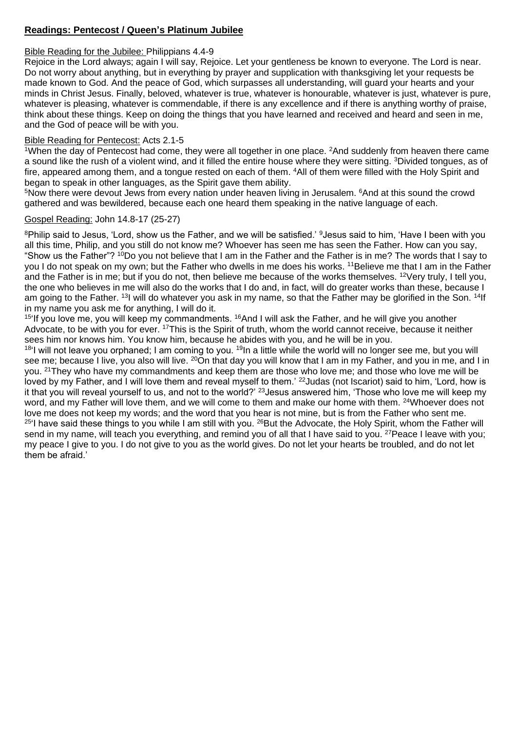## **Readings: Pentecost / Queen's Platinum Jubilee**

Bible Reading for the Jubilee: Philippians 4.4-9

Rejoice in the Lord always; again I will say, Rejoice. Let your gentleness be known to everyone. The Lord is near. Do not worry about anything, but in everything by prayer and supplication with thanksgiving let your requests be made known to God. And the peace of God, which surpasses all understanding, will guard your hearts and your minds in Christ Jesus. Finally, beloved, whatever is true, whatever is honourable, whatever is just, whatever is pure, whatever is pleasing, whatever is commendable, if there is any excellence and if there is anything worthy of praise, think about these things. Keep on doing the things that you have learned and received and heard and seen in me, and the God of peace will be with you.

Bible Reading for Pentecost: Acts 2.1-5

[1]When the day of Pentecost had come, they were all together in one place. [2]And suddenly from heaven there came a sound like the rush of a violent wind, and it filled the entire house where they were sitting. [3]Divided tongues, as of fire, appeared among them, and a tongue rested on each of them. [4]All of them were filled with the Holy Spirit and began to speak in other languages, as the Spirit gave them ability.

[5]Now there were devout Jews from every nation under heaven living in Jerusalem. [6]And at this sound the crowd gathered and was bewildered, because each one heard them speaking in the native language of each.

Gospel Reading: John 14.8-17 (25-27)

[8]Philip said to Jesus, 'Lord, show us the Father, and we will be satisfied.' [9]Jesus said to him, 'Have I been with you all this time, Philip, and you still do not know me? Whoever has seen me has seen the Father. How can you say, "Show us the Father"? [10]Do you not believe that I am in the Father and the Father is in me? The words that I say to you I do not speak on my own; but the Father who dwells in me does his works. [11]Believe me that I am in the Father and the Father is in me; but if you do not, then believe me because of the works themselves. [12]Very truly, I tell you, the one who believes in me will also do the works that I do and, in fact, will do greater works than these, because I am going to the Father. [13]I will do whatever you ask in my name, so that the Father may be glorified in the Son. [14]If in my name you ask me for anything, I will do it.

[15]'If you love me, you will keep my commandments. [16]And I will ask the Father, and he will give you another Advocate, to be with you for ever. [17]This is the Spirit of truth, whom the world cannot receive, because it neither sees him nor knows him. You know him, because he abides with you, and he will be in you.

[18]'I will not leave you orphaned; I am coming to you. [19]In a little while the world will no longer see me, but you will see me; because I live, you also will live. [20]On that day you will know that I am in my Father, and you in me, and I in you. [21]They who have my commandments and keep them are those who love me; and those who love me will be loved by my Father, and I will love them and reveal myself to them.' [22]Judas (not Iscariot) said to him, 'Lord, how is it that you will reveal yourself to us, and not to the world?' [23]Jesus answered him, 'Those who love me will keep my word, and my Father will love them, and we will come to them and make our home with them. [24]Whoever does not love me does not keep my words; and the word that you hear is not mine, but is from the Father who sent me.

[25]'I have said these things to you while I am still with you. [26]But the Advocate, the Holy Spirit, whom the Father will send in my name, will teach you everything, and remind you of all that I have said to you. [27]Peace I leave with you; my peace I give to you. I do not give to you as the world gives. Do not let your hearts be troubled, and do not let them be afraid.'